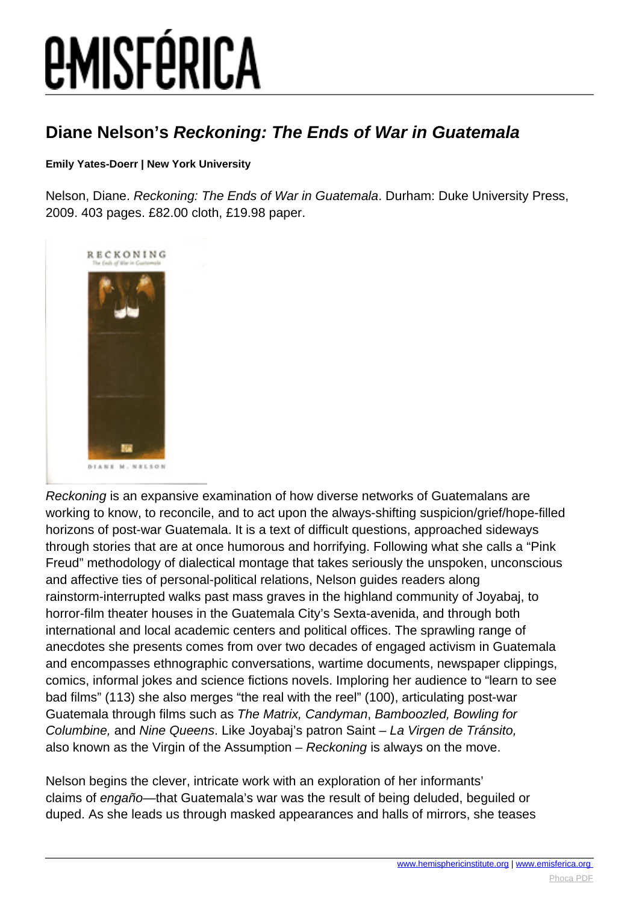# Diane Nelson's *Reckoning: The Ends of War in Guatemala*

**Emily Yates-Doerr | New York University**

Nelson, Diane. *Reckoning: The Ends of War in Guatemala*. Durham: Duke University Press, 2009. 403 pages. £82.00 cloth, £19.98 paper.

*Reckoning* is an expansive examination of how diverse networks of Guatemalans are working to know, to reconcile, and to act upon the always-shifting suspicion/grief/hope-filled horizons of post-war Guatemala. It is a text of difficult questions, approached sideways through stories that are at once humorous and horrifying. Following what she calls a "Pink Freud" methodology of dialectical montage that takes seriously the unspoken, unconscious and affective ties of personal-political relations, Nelson guides readers along rainstorm-interrupted walks past mass graves in the highland community of Joyabaj, to horror-film theater houses in the Guatemala City's Sexta-avenida, and through both international and local academic centers and political offices. The sprawling range of anecdotes she presents comes from over two decades of engaged activism in Guatemala and encompasses ethnographic conversations, wartime documents, newspaper clippings, comics, informal jokes and science fictions novels. Imploring her audience to "learn to see bad films" (113) she also merges "the real with the reel" (100), articulating post-war Guatemala through films such as *The Matrix*, *Candyman*, *Bamboozled, Bowling for Columbine,* and *Nine Queens*. Like Joyabaj's patron Saint – *La Virgen de Tránsito,* also known as the Virgin of the Assumption – *Reckoning* is always on the move.

Nelson begins the clever, intricate work with an exploration of her informants' claims of *engaño*—that Guatemala's war was the result of being deluded, beguiled or duped. As she leads us through masked appearances and halls of mirrors, she teases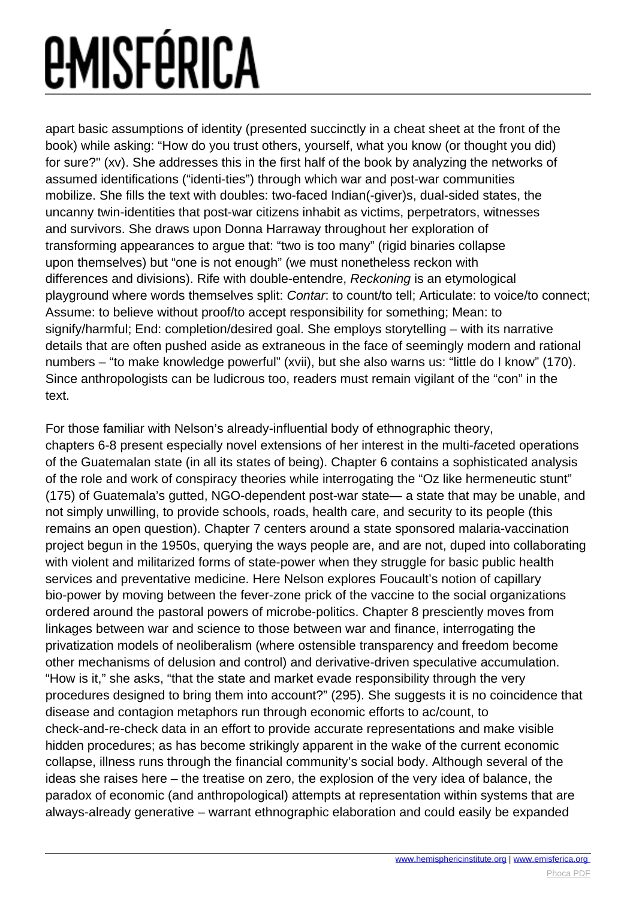apart basic assumptions of identity (presented succinctly in a cheat sheet at the front of the book) while asking: "How do you trust others, yourself, what you know (or thought you did) for sure?" (xv). She addresses this in the first half of the book by analyzing the networks of assumed identifications ("identi-ties") through which war and post-war communities mobilize. She fills the text with doubles: two-faced Indian(-giver)s, dual-sided states, the uncanny twin-identities that post-war citizens inhabit as victims, perpetrators, witnesses and survivors. She draws upon Donna Harraway throughout her exploration of transforming appearances to argue that: "two is too many" (rigid binaries collapse upon themselves) but "one is not enough" (we must nonetheless reckon with differences and divisions). Rife with double-entendre, *Reckoning* is an etymological playground where words themselves split: *Contar*: to count/to tell; Articulate: to voice/to connect; Assume: to believe without proof/to accept responsibility for something; Mean: to signify/harmful; End: completion/desired goal. She employs storytelling – with its narrative details that are often pushed aside as extraneous in the face of seemingly modern and rational numbers – "to make knowledge powerful" (xvii), but she also warns us: "little do I know" (170). Since anthropologists can be ludicrous too, readers must remain vigilant of the "con" in the text.

For those familiar with Nelson's already-influential body of ethnographic theory, chapters 6-8 present especially novel extensions of her interest in the multi-*face*ted operations of the Guatemalan state (in all its states of being). Chapter 6 contains a sophisticated analysis of the role and work of conspiracy theories while interrogating the "Oz like hermeneutic stunt" (175) of Guatemala's gutted, NGO-dependent post-war state— a state that may be unable, and not simply unwilling, to provide schools, roads, health care, and security to its people (this remains an open question). Chapter 7 centers around a state sponsored malaria-vaccination project begun in the 1950s, querying the ways people are, and are not, duped into collaborating with violent and militarized forms of state-power when they struggle for basic public health services and preventative medicine. Here Nelson explores Foucault's notion of capillary bio-power by moving between the fever-zone prick of the vaccine to the social organizations ordered around the pastoral powers of microbe-politics. Chapter 8 presciently moves from linkages between war and science to those between war and finance, interrogating the privatization models of neoliberalism (where ostensible transparency and freedom become other mechanisms of delusion and control) and derivative-driven speculative accumulation. "How is it," she asks, "that the state and market evade responsibility through the very procedures designed to bring them into account?" (295). She suggests it is no coincidence that disease and contagion metaphors run through economic efforts to ac/count, to check-and-re-check data in an effort to provide accurate representations and make visible hidden procedures; as has become strikingly apparent in the wake of the current economic collapse, illness runs through the financial community's social body. Although several of the ideas she raises here – the treatise on zero, the explosion of the very idea of balance, the paradox of economic (and anthropological) attempts at representation within systems that are always-already generative – warrant ethnographic elaboration and could easily be expanded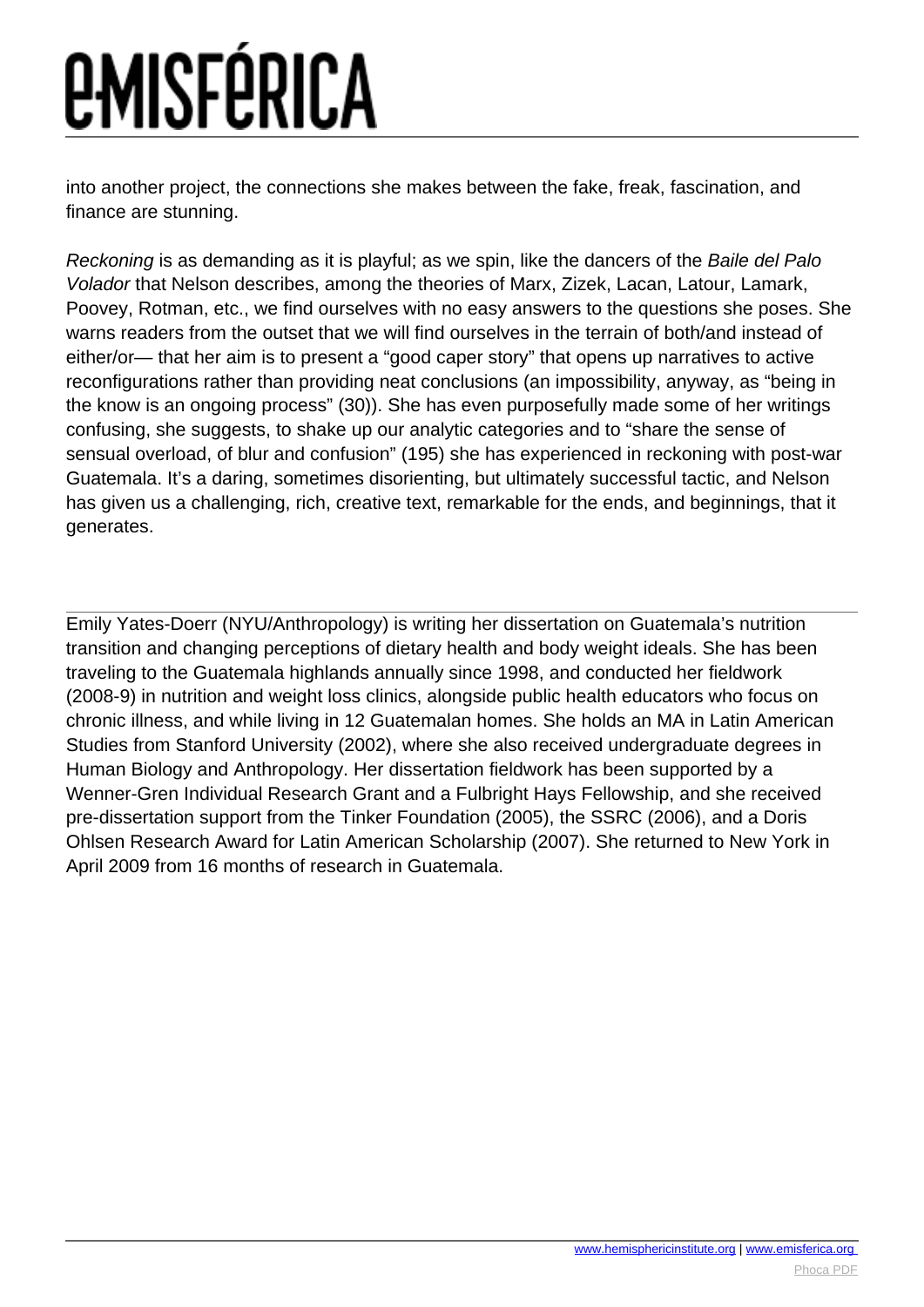into another project, the connections she makes between the fake, freak, fascination, and finance are stunning.

*Reckoning* is as demanding as it is playful; as we spin, like the dancers of the *Baile del Palo Volador* that Nelson describes, among the theories of Marx, Zizek, Lacan, Latour, Lamark, Poovey, Rotman, etc., we find ourselves with no easy answers to the questions she poses. She warns readers from the outset that we will find ourselves in the terrain of both/and instead of either/or— that her aim is to present a "good caper story" that opens up narratives to active reconfigurations rather than providing neat conclusions (an impossibility, anyway, as "being in the know is an ongoing process" (30)). She has even purposefully made some of her writings confusing, she suggests, to shake up our analytic categories and to "share the sense of sensual overload, of blur and confusion" (195) she has experienced in reckoning with post-war Guatemala. It's a daring, sometimes disorienting, but ultimately successful tactic, and Nelson has given us a challenging, rich, creative text, remarkable for the ends, and beginnings, that it generates.

---

Emily Yates-Doerr (NYU/Anthropology) is writing her dissertation on Guatemala's nutrition transition and changing perceptions of dietary health and body weight ideals. She has been traveling to the Guatemala highlands annually since 1998, and conducted her fieldwork (2008-9) in nutrition and weight loss clinics, alongside public health educators who focus on chronic illness, and while living in 12 Guatemalan homes. She holds an MA in Latin American Studies from Stanford University (2002), where she also received undergraduate degrees in Human Biology and Anthropology. Her dissertation fieldwork has been supported by a Wenner-Gren Individual Research Grant and a Fulbright Hays Fellowship, and she received pre-dissertation support from the Tinker Foundation (2005), the SSRC (2006), and a Doris Ohlsen Research Award for Latin American Scholarship (2007). She returned to New York in April 2009 from 16 months of research in Guatemala.